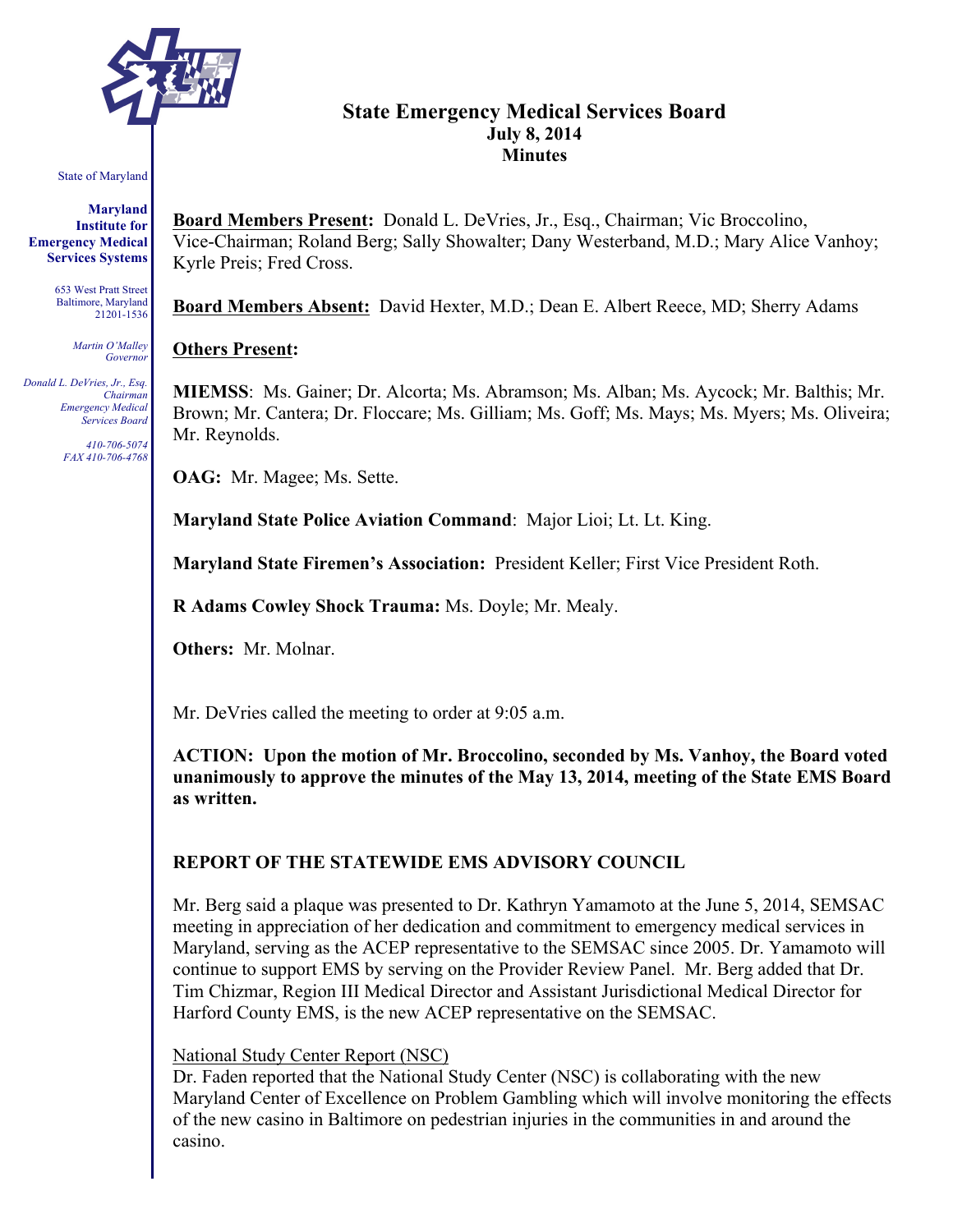State of Maryland

**Maryland Institute for Emergency Medical Services Systems**

653 West Pratt Street
Baltimore, Maryland
21201-1536

*Martin O'Malley*
*Governor*

*Donald L. DeVries, Jr., Esq.*
*Chairman*
*Emergency Medical Services Board*

*410-706-5074*
*FAX 410-706-4768*

# State Emergency Medical Services Board
## July 8, 2014
## Minutes

**Board Members Present:** Donald L. DeVries, Jr., Esq., Chairman; Vic Broccolino, Vice-Chairman; Roland Berg; Sally Showalter; Dany Westerband, M.D.; Mary Alice Vanhoy; Kyrle Preis; Fred Cross.

**Board Members Absent:** David Hexter, M.D.; Dean E. Albert Reece, MD; Sherry Adams

**Others Present:**

**MIEMSS**: Ms. Gainer; Dr. Alcorta; Ms. Abramson; Ms. Alban; Ms. Aycock; Mr. Balthis; Mr. Brown; Mr. Cantera; Dr. Floccare; Ms. Gilliam; Ms. Goff; Ms. Mays; Ms. Myers; Ms. Oliveira; Mr. Reynolds.

**OAG:** Mr. Magee; Ms. Sette.

**Maryland State Police Aviation Command**: Major Lioi; Lt. Lt. King.

**Maryland State Firemen's Association:** President Keller; First Vice President Roth.

**R Adams Cowley Shock Trauma:** Ms. Doyle; Mr. Mealy.

**Others:** Mr. Molnar.

Mr. DeVries called the meeting to order at 9:05 a.m.

**ACTION: Upon the motion of Mr. Broccolino, seconded by Ms. Vanhoy, the Board voted unanimously to approve the minutes of the May 13, 2014, meeting of the State EMS Board as written.**

## REPORT OF THE STATEWIDE EMS ADVISORY COUNCIL

Mr. Berg said a plaque was presented to Dr. Kathryn Yamamoto at the June 5, 2014, SEMSAC meeting in appreciation of her dedication and commitment to emergency medical services in Maryland, serving as the ACEP representative to the SEMSAC since 2005. Dr. Yamamoto will continue to support EMS by serving on the Provider Review Panel. Mr. Berg added that Dr. Tim Chizmar, Region III Medical Director and Assistant Jurisdictional Medical Director for Harford County EMS, is the new ACEP representative on the SEMSAC.

National Study Center Report (NSC)

Dr. Faden reported that the National Study Center (NSC) is collaborating with the new Maryland Center of Excellence on Problem Gambling which will involve monitoring the effects of the new casino in Baltimore on pedestrian injuries in the communities in and around the casino.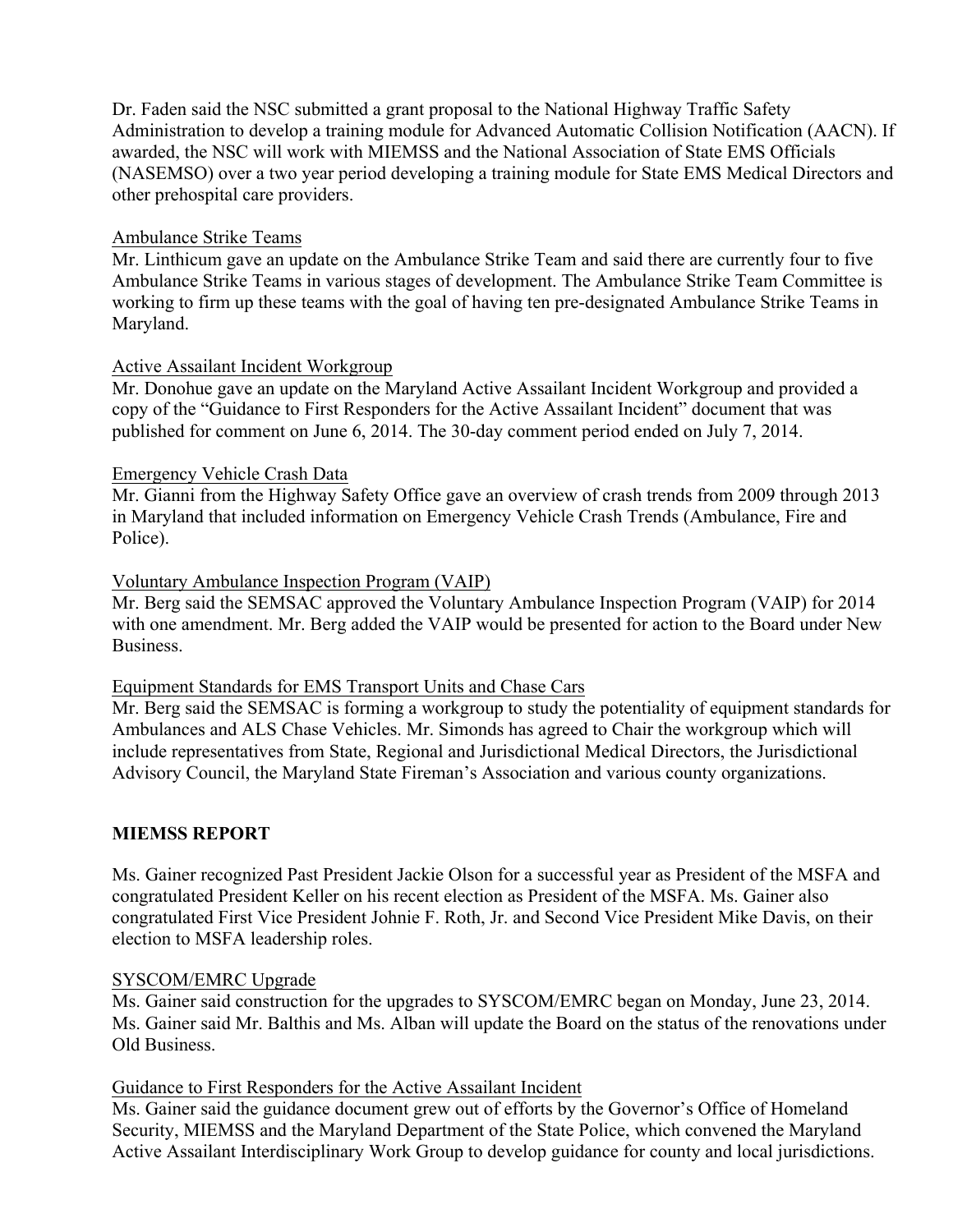Dr. Faden said the NSC submitted a grant proposal to the National Highway Traffic Safety Administration to develop a training module for Advanced Automatic Collision Notification (AACN). If awarded, the NSC will work with MIEMSS and the National Association of State EMS Officials (NASEMSO) over a two year period developing a training module for State EMS Medical Directors and other prehospital care providers.

<u>Ambulance Strike Teams</u>
Mr. Linthicum gave an update on the Ambulance Strike Team and said there are currently four to five Ambulance Strike Teams in various stages of development. The Ambulance Strike Team Committee is working to firm up these teams with the goal of having ten pre-designated Ambulance Strike Teams in Maryland.

<u>Active Assailant Incident Workgroup</u>
Mr. Donohue gave an update on the Maryland Active Assailant Incident Workgroup and provided a copy of the "Guidance to First Responders for the Active Assailant Incident" document that was published for comment on June 6, 2014. The 30-day comment period ended on July 7, 2014.

<u>Emergency Vehicle Crash Data</u>
Mr. Gianni from the Highway Safety Office gave an overview of crash trends from 2009 through 2013 in Maryland that included information on Emergency Vehicle Crash Trends (Ambulance, Fire and Police).

<u>Voluntary Ambulance Inspection Program (VAIP)</u>
Mr. Berg said the SEMSAC approved the Voluntary Ambulance Inspection Program (VAIP) for 2014 with one amendment. Mr. Berg added the VAIP would be presented for action to the Board under New Business.

<u>Equipment Standards for EMS Transport Units and Chase Cars</u>
Mr. Berg said the SEMSAC is forming a workgroup to study the potentiality of equipment standards for Ambulances and ALS Chase Vehicles. Mr. Simonds has agreed to Chair the workgroup which will include representatives from State, Regional and Jurisdictional Medical Directors, the Jurisdictional Advisory Council, the Maryland State Fireman's Association and various county organizations.

**MIEMSS REPORT**

Ms. Gainer recognized Past President Jackie Olson for a successful year as President of the MSFA and congratulated President Keller on his recent election as President of the MSFA. Ms. Gainer also congratulated First Vice President Johnie F. Roth, Jr. and Second Vice President Mike Davis, on their election to MSFA leadership roles.

<u>SYSCOM/EMRC Upgrade</u>
Ms. Gainer said construction for the upgrades to SYSCOM/EMRC began on Monday, June 23, 2014. Ms. Gainer said Mr. Balthis and Ms. Alban will update the Board on the status of the renovations under Old Business.

<u>Guidance to First Responders for the Active Assailant Incident</u>
Ms. Gainer said the guidance document grew out of efforts by the Governor's Office of Homeland Security, MIEMSS and the Maryland Department of the State Police, which convened the Maryland Active Assailant Interdisciplinary Work Group to develop guidance for county and local jurisdictions.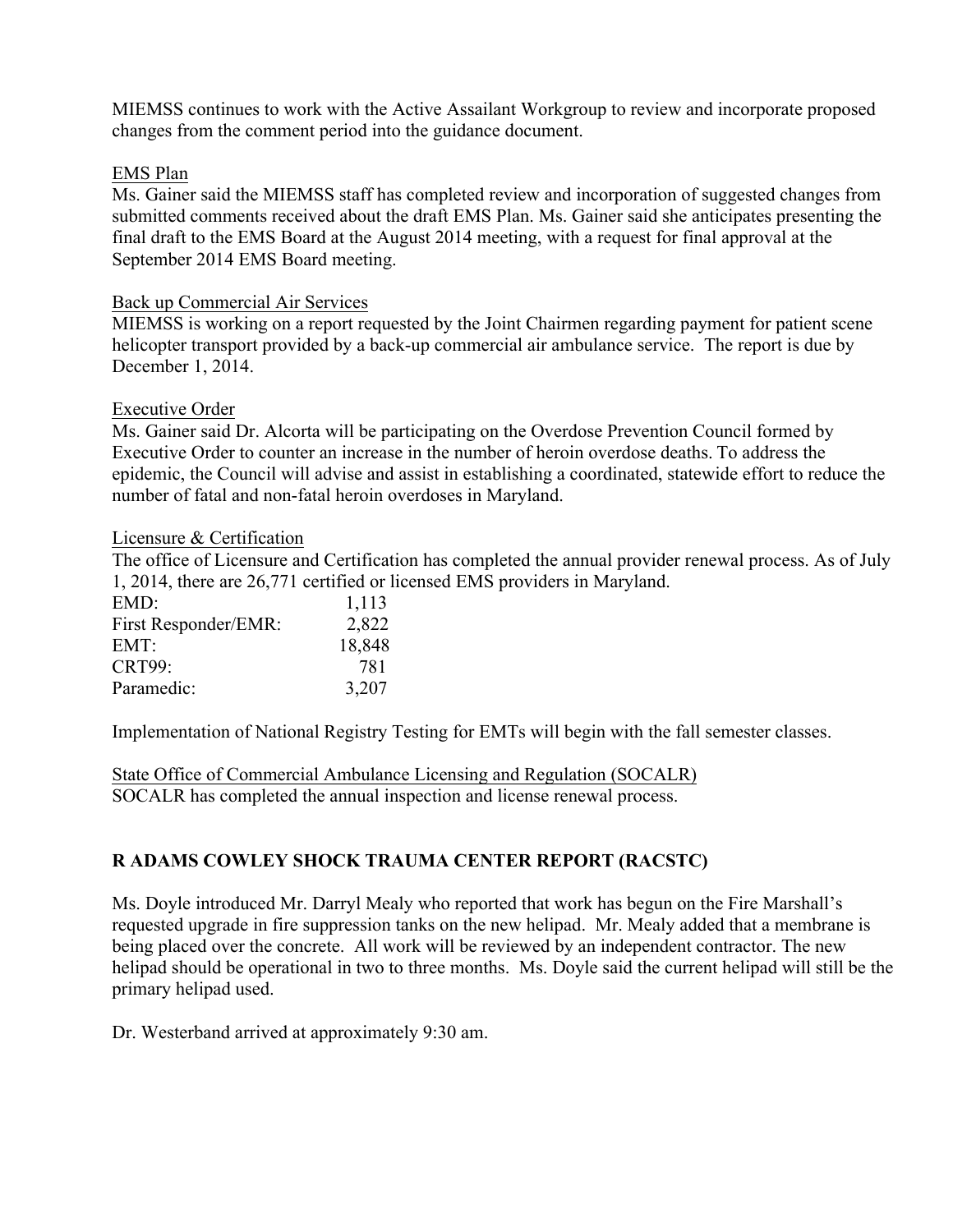MIEMSS continues to work with the Active Assailant Workgroup to review and incorporate proposed changes from the comment period into the guidance document.

EMS Plan

Ms. Gainer said the MIEMSS staff has completed review and incorporation of suggested changes from submitted comments received about the draft EMS Plan. Ms. Gainer said she anticipates presenting the final draft to the EMS Board at the August 2014 meeting, with a request for final approval at the September 2014 EMS Board meeting.

Back up Commercial Air Services

MIEMSS is working on a report requested by the Joint Chairmen regarding payment for patient scene helicopter transport provided by a back-up commercial air ambulance service. The report is due by December 1, 2014.

Executive Order

Ms. Gainer said Dr. Alcorta will be participating on the Overdose Prevention Council formed by Executive Order to counter an increase in the number of heroin overdose deaths. To address the epidemic, the Council will advise and assist in establishing a coordinated, statewide effort to reduce the number of fatal and non-fatal heroin overdoses in Maryland.

Licensure & Certification

The office of Licensure and Certification has completed the annual provider renewal process. As of July 1, 2014, there are 26,771 certified or licensed EMS providers in Maryland.

| | |
|---|---|
| EMD: | 1,113 |
| First Responder/EMR: | 2,822 |
| EMT: | 18,848 |
| CRT99: | 781 |
| Paramedic: | 3,207 |

Implementation of National Registry Testing for EMTs will begin with the fall semester classes.

State Office of Commercial Ambulance Licensing and Regulation (SOCALR)

SOCALR has completed the annual inspection and license renewal process.

## R ADAMS COWLEY SHOCK TRAUMA CENTER REPORT (RACSTC)

Ms. Doyle introduced Mr. Darryl Mealy who reported that work has begun on the Fire Marshall's requested upgrade in fire suppression tanks on the new helipad. Mr. Mealy added that a membrane is being placed over the concrete. All work will be reviewed by an independent contractor. The new helipad should be operational in two to three months. Ms. Doyle said the current helipad will still be the primary helipad used.

Dr. Westerband arrived at approximately 9:30 am.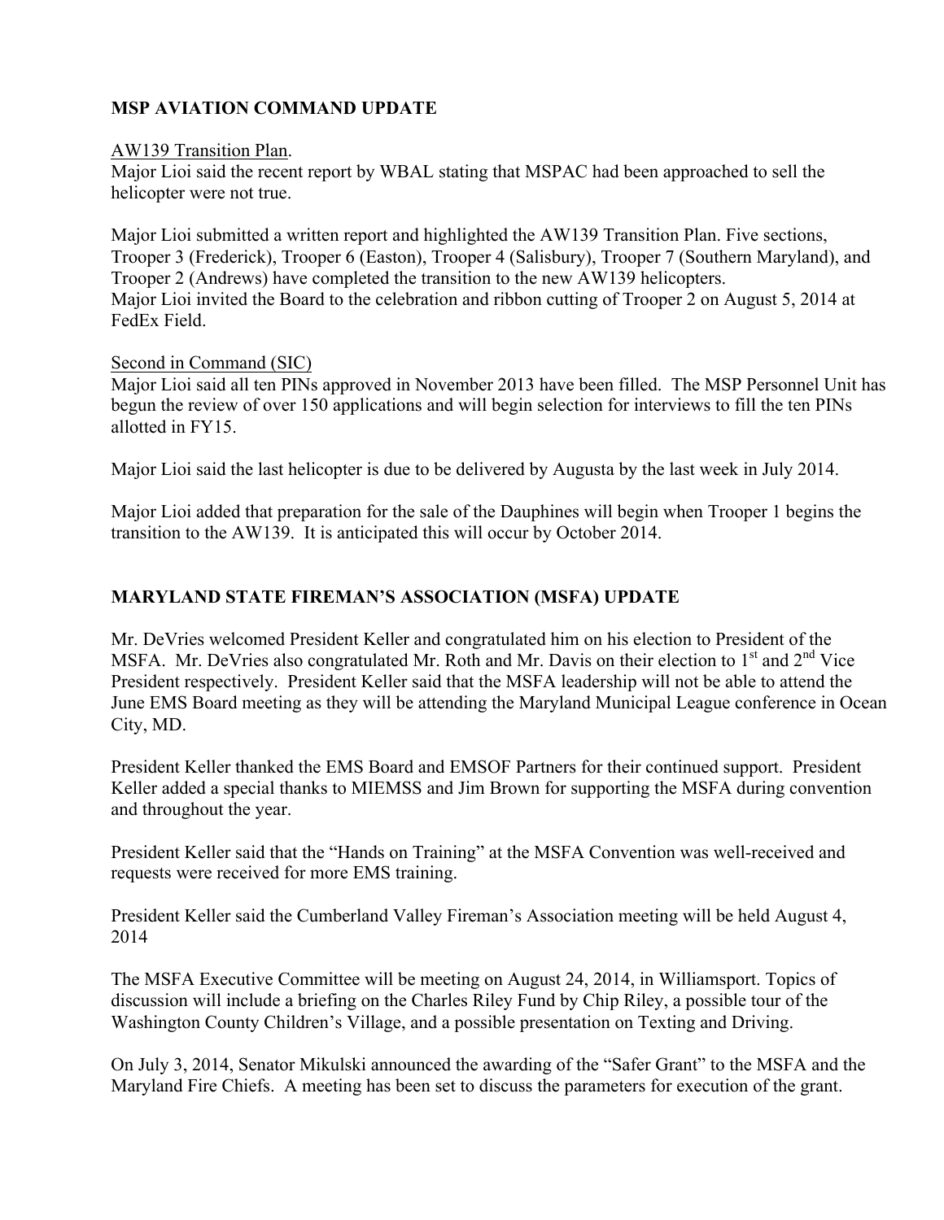## MSP AVIATION COMMAND UPDATE

AW139 Transition Plan.
Major Lioi said the recent report by WBAL stating that MSPAC had been approached to sell the helicopter were not true.

Major Lioi submitted a written report and highlighted the AW139 Transition Plan. Five sections, Trooper 3 (Frederick), Trooper 6 (Easton), Trooper 4 (Salisbury), Trooper 7 (Southern Maryland), and Trooper 2 (Andrews) have completed the transition to the new AW139 helicopters.
Major Lioi invited the Board to the celebration and ribbon cutting of Trooper 2 on August 5, 2014 at FedEx Field.

Second in Command (SIC)
Major Lioi said all ten PINs approved in November 2013 have been filled. The MSP Personnel Unit has begun the review of over 150 applications and will begin selection for interviews to fill the ten PINs allotted in FY15.

Major Lioi said the last helicopter is due to be delivered by Augusta by the last week in July 2014.

Major Lioi added that preparation for the sale of the Dauphines will begin when Trooper 1 begins the transition to the AW139. It is anticipated this will occur by October 2014.

## MARYLAND STATE FIREMAN'S ASSOCIATION (MSFA) UPDATE

Mr. DeVries welcomed President Keller and congratulated him on his election to President of the MSFA. Mr. DeVries also congratulated Mr. Roth and Mr. Davis on their election to 1st and 2nd Vice President respectively. President Keller said that the MSFA leadership will not be able to attend the June EMS Board meeting as they will be attending the Maryland Municipal League conference in Ocean City, MD.

President Keller thanked the EMS Board and EMSOF Partners for their continued support. President Keller added a special thanks to MIEMSS and Jim Brown for supporting the MSFA during convention and throughout the year.

President Keller said that the "Hands on Training" at the MSFA Convention was well-received and requests were received for more EMS training.

President Keller said the Cumberland Valley Fireman's Association meeting will be held August 4, 2014

The MSFA Executive Committee will be meeting on August 24, 2014, in Williamsport. Topics of discussion will include a briefing on the Charles Riley Fund by Chip Riley, a possible tour of the Washington County Children's Village, and a possible presentation on Texting and Driving.

On July 3, 2014, Senator Mikulski announced the awarding of the "Safer Grant" to the MSFA and the Maryland Fire Chiefs. A meeting has been set to discuss the parameters for execution of the grant.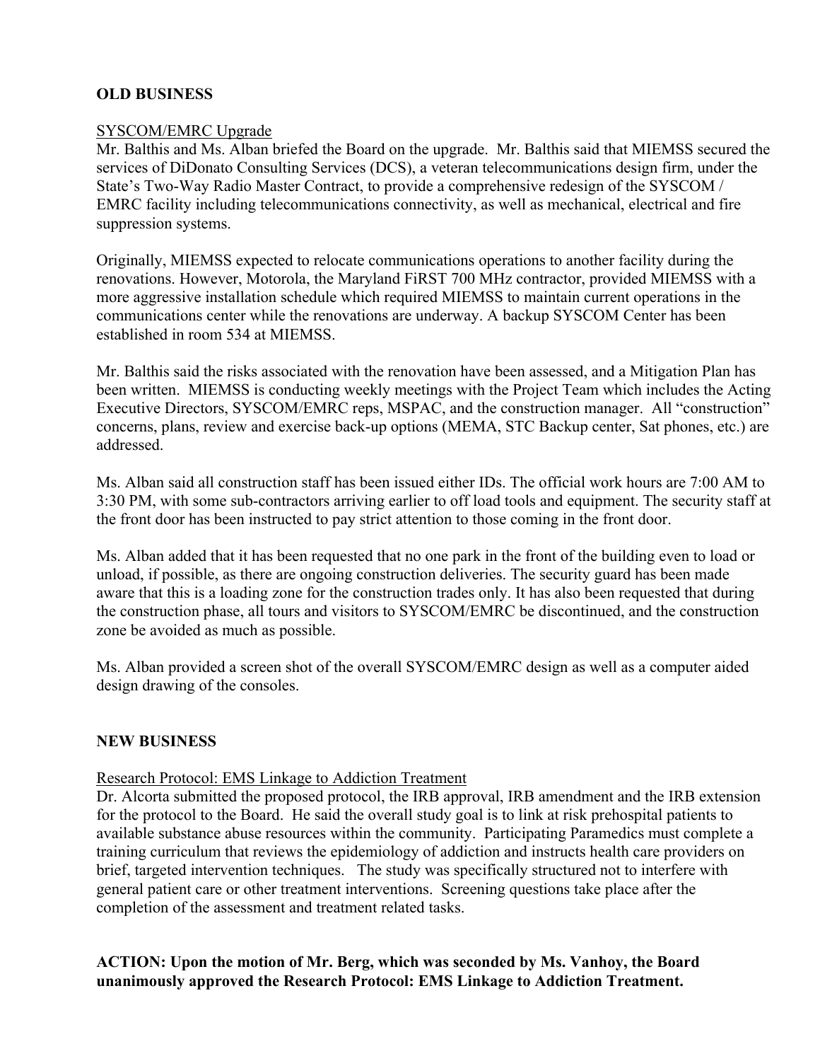**OLD BUSINESS**

SYSCOM/EMRC Upgrade

Mr. Balthis and Ms. Alban briefed the Board on the upgrade. Mr. Balthis said that MIEMSS secured the services of DiDonato Consulting Services (DCS), a veteran telecommunications design firm, under the State's Two-Way Radio Master Contract, to provide a comprehensive redesign of the SYSCOM / EMRC facility including telecommunications connectivity, as well as mechanical, electrical and fire suppression systems.

Originally, MIEMSS expected to relocate communications operations to another facility during the renovations. However, Motorola, the Maryland FiRST 700 MHz contractor, provided MIEMSS with a more aggressive installation schedule which required MIEMSS to maintain current operations in the communications center while the renovations are underway. A backup SYSCOM Center has been established in room 534 at MIEMSS.

Mr. Balthis said the risks associated with the renovation have been assessed, and a Mitigation Plan has been written. MIEMSS is conducting weekly meetings with the Project Team which includes the Acting Executive Directors, SYSCOM/EMRC reps, MSPAC, and the construction manager. All "construction" concerns, plans, review and exercise back-up options (MEMA, STC Backup center, Sat phones, etc.) are addressed.

Ms. Alban said all construction staff has been issued either IDs. The official work hours are 7:00 AM to 3:30 PM, with some sub-contractors arriving earlier to off load tools and equipment. The security staff at the front door has been instructed to pay strict attention to those coming in the front door.

Ms. Alban added that it has been requested that no one park in the front of the building even to load or unload, if possible, as there are ongoing construction deliveries. The security guard has been made aware that this is a loading zone for the construction trades only. It has also been requested that during the construction phase, all tours and visitors to SYSCOM/EMRC be discontinued, and the construction zone be avoided as much as possible.

Ms. Alban provided a screen shot of the overall SYSCOM/EMRC design as well as a computer aided design drawing of the consoles.

**NEW BUSINESS**

Research Protocol: EMS Linkage to Addiction Treatment

Dr. Alcorta submitted the proposed protocol, the IRB approval, IRB amendment and the IRB extension for the protocol to the Board. He said the overall study goal is to link at risk prehospital patients to available substance abuse resources within the community. Participating Paramedics must complete a training curriculum that reviews the epidemiology of addiction and instructs health care providers on brief, targeted intervention techniques. The study was specifically structured not to interfere with general patient care or other treatment interventions. Screening questions take place after the completion of the assessment and treatment related tasks.

**ACTION: Upon the motion of Mr. Berg, which was seconded by Ms. Vanhoy, the Board unanimously approved the Research Protocol: EMS Linkage to Addiction Treatment.**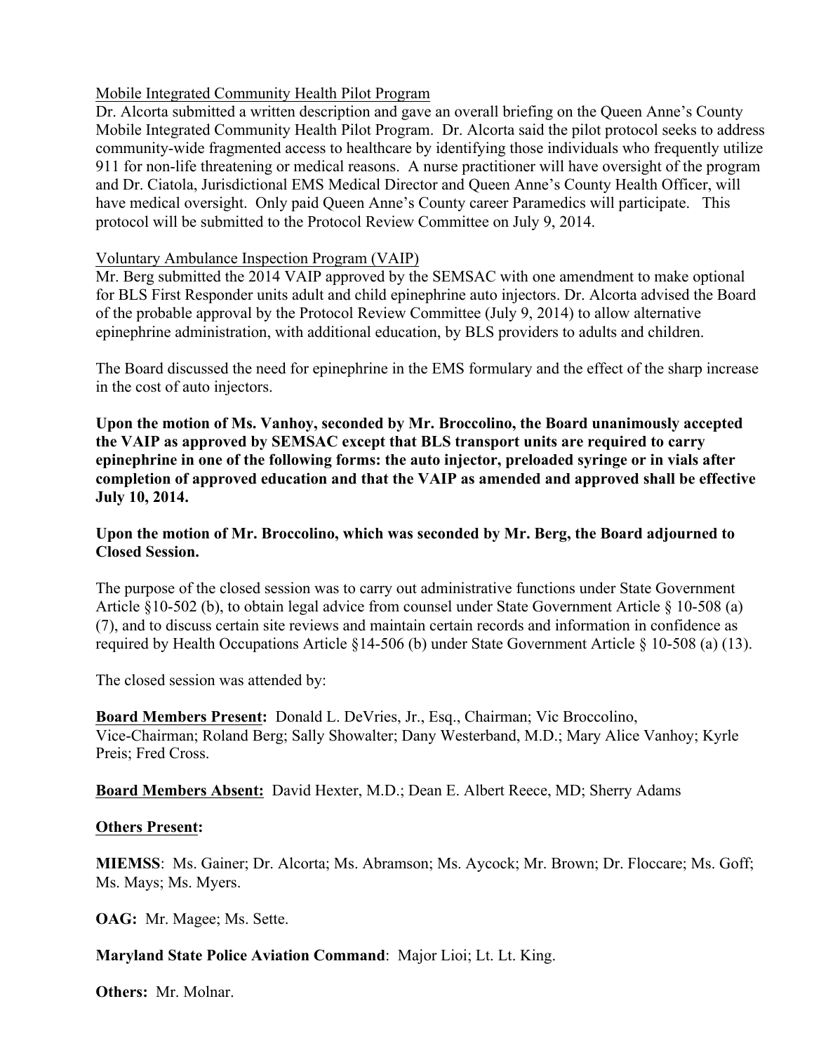Mobile Integrated Community Health Pilot Program

Dr. Alcorta submitted a written description and gave an overall briefing on the Queen Anne's County Mobile Integrated Community Health Pilot Program. Dr. Alcorta said the pilot protocol seeks to address community-wide fragmented access to healthcare by identifying those individuals who frequently utilize 911 for non-life threatening or medical reasons. A nurse practitioner will have oversight of the program and Dr. Ciatola, Jurisdictional EMS Medical Director and Queen Anne's County Health Officer, will have medical oversight. Only paid Queen Anne's County career Paramedics will participate. This protocol will be submitted to the Protocol Review Committee on July 9, 2014.

Voluntary Ambulance Inspection Program (VAIP)

Mr. Berg submitted the 2014 VAIP approved by the SEMSAC with one amendment to make optional for BLS First Responder units adult and child epinephrine auto injectors. Dr. Alcorta advised the Board of the probable approval by the Protocol Review Committee (July 9, 2014) to allow alternative epinephrine administration, with additional education, by BLS providers to adults and children.

The Board discussed the need for epinephrine in the EMS formulary and the effect of the sharp increase in the cost of auto injectors.

**Upon the motion of Ms. Vanhoy, seconded by Mr. Broccolino, the Board unanimously accepted the VAIP as approved by SEMSAC except that BLS transport units are required to carry epinephrine in one of the following forms: the auto injector, preloaded syringe or in vials after completion of approved education and that the VAIP as amended and approved shall be effective July 10, 2014.**

**Upon the motion of Mr. Broccolino, which was seconded by Mr. Berg, the Board adjourned to Closed Session.**

The purpose of the closed session was to carry out administrative functions under State Government Article §10-502 (b), to obtain legal advice from counsel under State Government Article § 10-508 (a) (7), and to discuss certain site reviews and maintain certain records and information in confidence as required by Health Occupations Article §14-506 (b) under State Government Article § 10-508 (a) (13).

The closed session was attended by:

**Board Members Present:** Donald L. DeVries, Jr., Esq., Chairman; Vic Broccolino, Vice-Chairman; Roland Berg; Sally Showalter; Dany Westerband, M.D.; Mary Alice Vanhoy; Kyrle Preis; Fred Cross.

**Board Members Absent:** David Hexter, M.D.; Dean E. Albert Reece, MD; Sherry Adams

**Others Present:**

**MIEMSS**: Ms. Gainer; Dr. Alcorta; Ms. Abramson; Ms. Aycock; Mr. Brown; Dr. Floccare; Ms. Goff; Ms. Mays; Ms. Myers.

**OAG:** Mr. Magee; Ms. Sette.

**Maryland State Police Aviation Command**: Major Lioi; Lt. Lt. King.

**Others:** Mr. Molnar.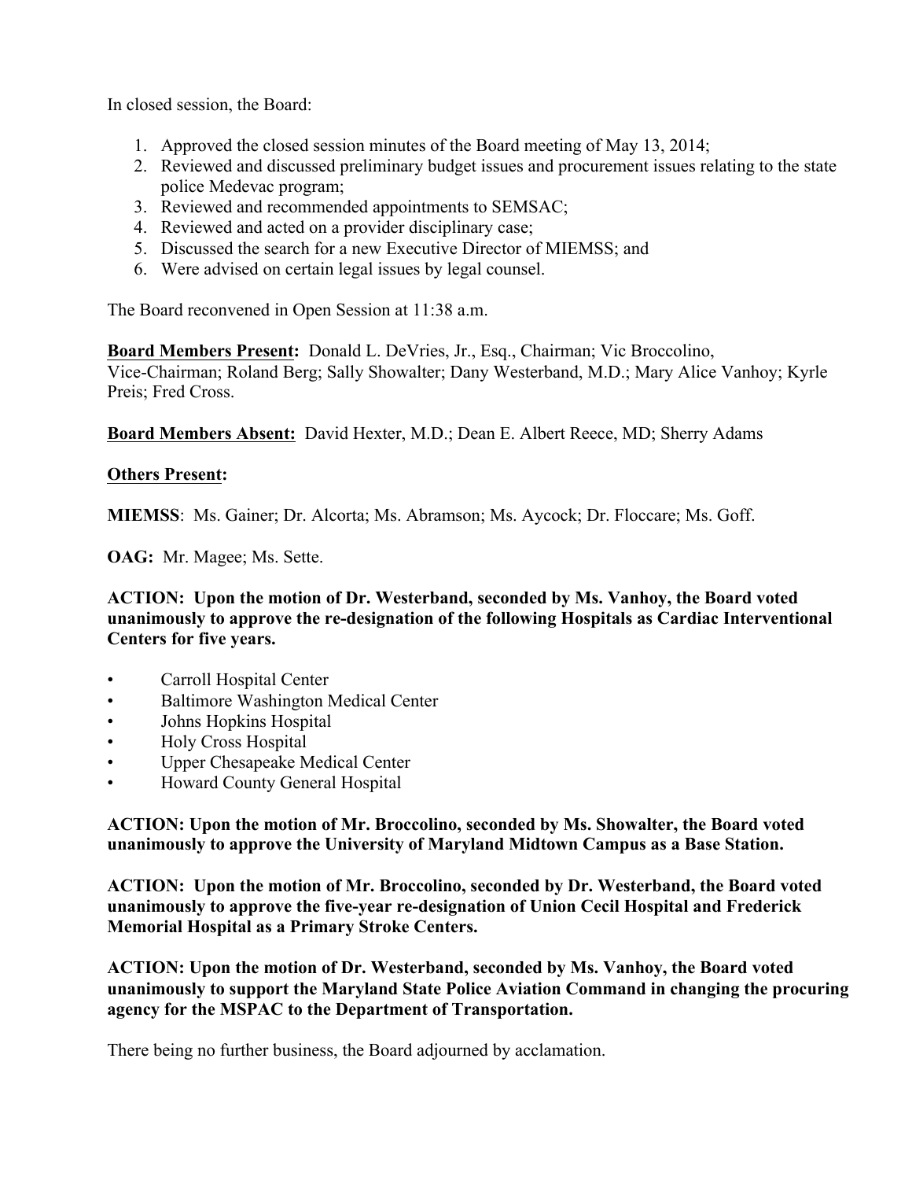In closed session, the Board:

1. Approved the closed session minutes of the Board meeting of May 13, 2014;
2. Reviewed and discussed preliminary budget issues and procurement issues relating to the state police Medevac program;
3. Reviewed and recommended appointments to SEMSAC;
4. Reviewed and acted on a provider disciplinary case;
5. Discussed the search for a new Executive Director of MIEMSS; and
6. Were advised on certain legal issues by legal counsel.

The Board reconvened in Open Session at 11:38 a.m.

**Board Members Present:** Donald L. DeVries, Jr., Esq., Chairman; Vic Broccolino, Vice-Chairman; Roland Berg; Sally Showalter; Dany Westerband, M.D.; Mary Alice Vanhoy; Kyrle Preis; Fred Cross.

**Board Members Absent:** David Hexter, M.D.; Dean E. Albert Reece, MD; Sherry Adams

**Others Present:**

**MIEMSS**: Ms. Gainer; Dr. Alcorta; Ms. Abramson; Ms. Aycock; Dr. Floccare; Ms. Goff.

**OAG:** Mr. Magee; Ms. Sette.

**ACTION: Upon the motion of Dr. Westerband, seconded by Ms. Vanhoy, the Board voted unanimously to approve the re-designation of the following Hospitals as Cardiac Interventional Centers for five years.**

- Carroll Hospital Center
- Baltimore Washington Medical Center
- Johns Hopkins Hospital
- Holy Cross Hospital
- Upper Chesapeake Medical Center
- Howard County General Hospital

**ACTION: Upon the motion of Mr. Broccolino, seconded by Ms. Showalter, the Board voted unanimously to approve the University of Maryland Midtown Campus as a Base Station.**

**ACTION: Upon the motion of Mr. Broccolino, seconded by Dr. Westerband, the Board voted unanimously to approve the five-year re-designation of Union Cecil Hospital and Frederick Memorial Hospital as a Primary Stroke Centers.**

**ACTION: Upon the motion of Dr. Westerband, seconded by Ms. Vanhoy, the Board voted unanimously to support the Maryland State Police Aviation Command in changing the procuring agency for the MSPAC to the Department of Transportation.**

There being no further business, the Board adjourned by acclamation.